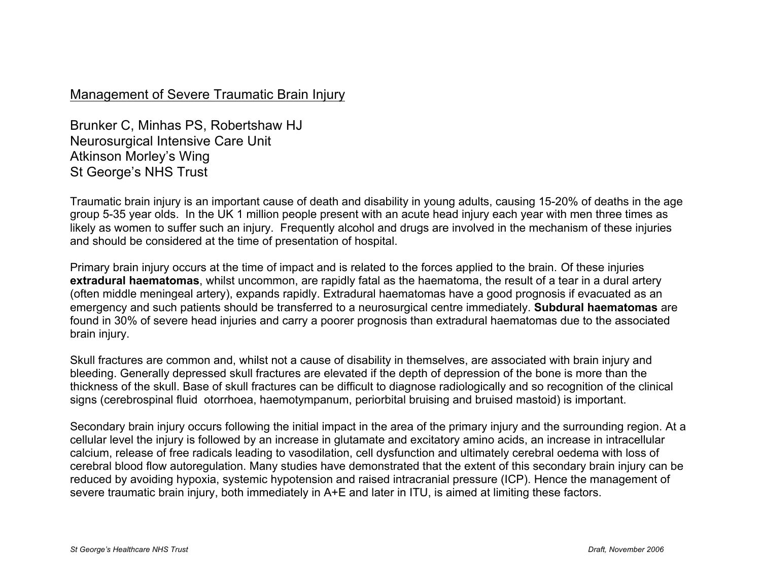# Management of Severe Traumatic Brain Injury

Brunker C, Minhas PS, Robertshaw HJ
Neurosurgical Intensive Care Unit
Atkinson Morley's Wing
St George's NHS Trust

Traumatic brain injury is an important cause of death and disability in young adults, causing 15-20% of deaths in the age group 5-35 year olds. In the UK 1 million people present with an acute head injury each year with men three times as likely as women to suffer such an injury. Frequently alcohol and drugs are involved in the mechanism of these injuries and should be considered at the time of presentation of hospital.

Primary brain injury occurs at the time of impact and is related to the forces applied to the brain. Of these injuries **extradural haematomas**, whilst uncommon, are rapidly fatal as the haematoma, the result of a tear in a dural artery (often middle meningeal artery), expands rapidly. Extradural haematomas have a good prognosis if evacuated as an emergency and such patients should be transferred to a neurosurgical centre immediately. **Subdural haematomas** are found in 30% of severe head injuries and carry a poorer prognosis than extradural haematomas due to the associated brain injury.

Skull fractures are common and, whilst not a cause of disability in themselves, are associated with brain injury and bleeding. Generally depressed skull fractures are elevated if the depth of depression of the bone is more than the thickness of the skull. Base of skull fractures can be difficult to diagnose radiologically and so recognition of the clinical signs (cerebrospinal fluid otorrhoea, haemotympanum, periorbital bruising and bruised mastoid) is important.

Secondary brain injury occurs following the initial impact in the area of the primary injury and the surrounding region. At a cellular level the injury is followed by an increase in glutamate and excitatory amino acids, an increase in intracellular calcium, release of free radicals leading to vasodilation, cell dysfunction and ultimately cerebral oedema with loss of cerebral blood flow autoregulation. Many studies have demonstrated that the extent of this secondary brain injury can be reduced by avoiding hypoxia, systemic hypotension and raised intracranial pressure (ICP). Hence the management of severe traumatic brain injury, both immediately in A+E and later in ITU, is aimed at limiting these factors.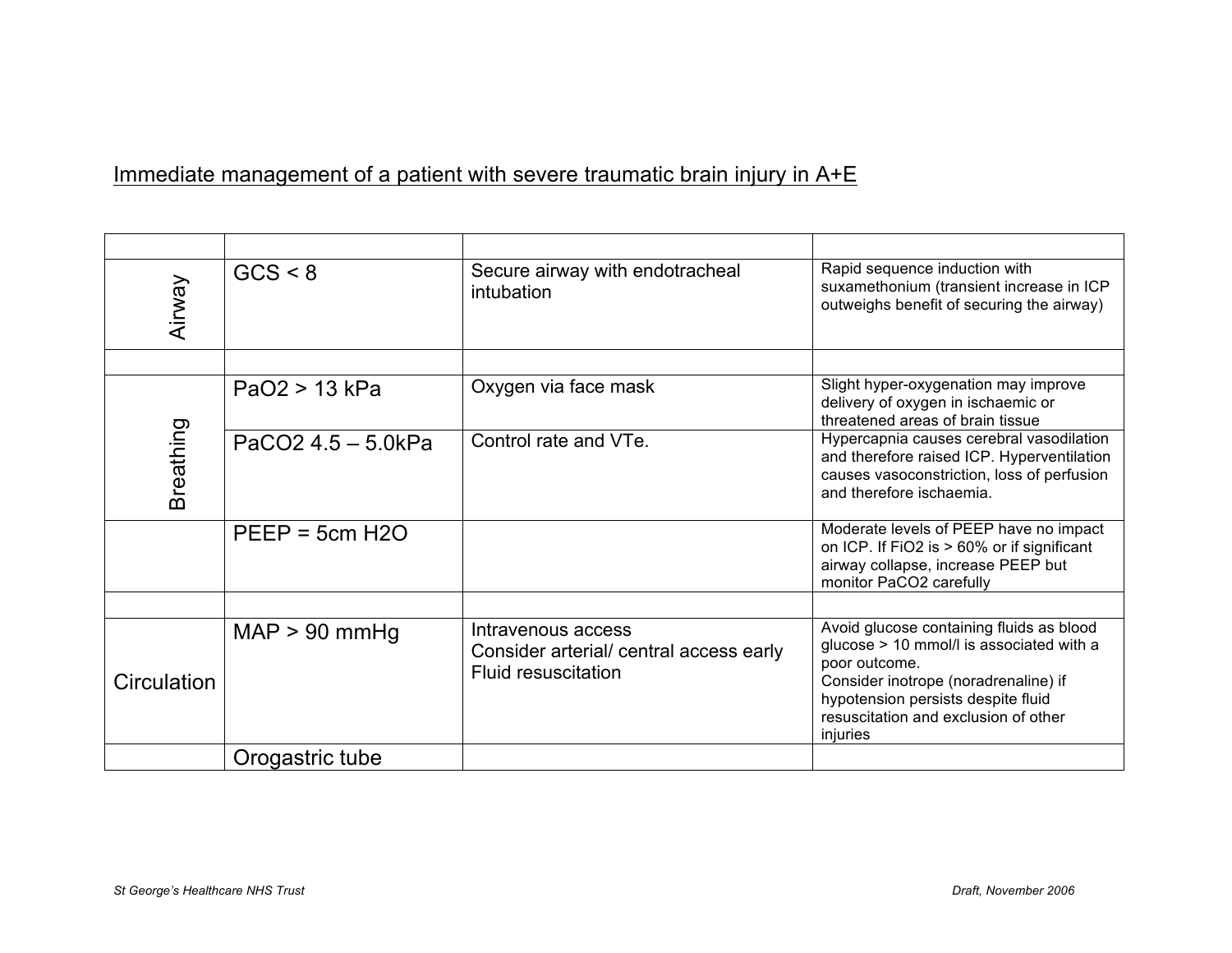Immediate management of a patient with severe traumatic brain injury in A+E

| | | | |
|---|---|---|---|
| Airway | GCS < 8 | Secure airway with endotracheal intubation | Rapid sequence induction with suxamethonium (transient increase in ICP outweighs benefit of securing the airway) |
| | | | |
| Breathing | $PaO_2$ > 13 kPa | Oxygen via face mask | Slight hyper-oxygenation may improve delivery of oxygen in ischaemic or threatened areas of brain tissue |
| | $PaCO_2$ 4.5 – 5.0kPa | Control rate and VTe. | Hypercapnia causes cerebral vasodilation and therefore raised ICP. Hyperventilation causes vasoconstriction, loss of perfusion and therefore ischaemia. |
| | PEEP = 5cm $H_2O$ | | Moderate levels of PEEP have no impact on ICP. If $FiO_2$ is > 60% or if significant airway collapse, increase PEEP but monitor $PaCO_2$ carefully |
| | | | |
| Circulation | MAP > 90 mmHg | Intravenous access<br>Consider arterial/ central access early<br>Fluid resuscitation | Avoid glucose containing fluids as blood glucose > 10 mmol/l is associated with a poor outcome.<br>Consider inotrope (noradrenaline) if hypotension persists despite fluid resuscitation and exclusion of other injuries |
| | Orogastric tube | | |

St George's Healthcare NHS Trust — Draft, November 2006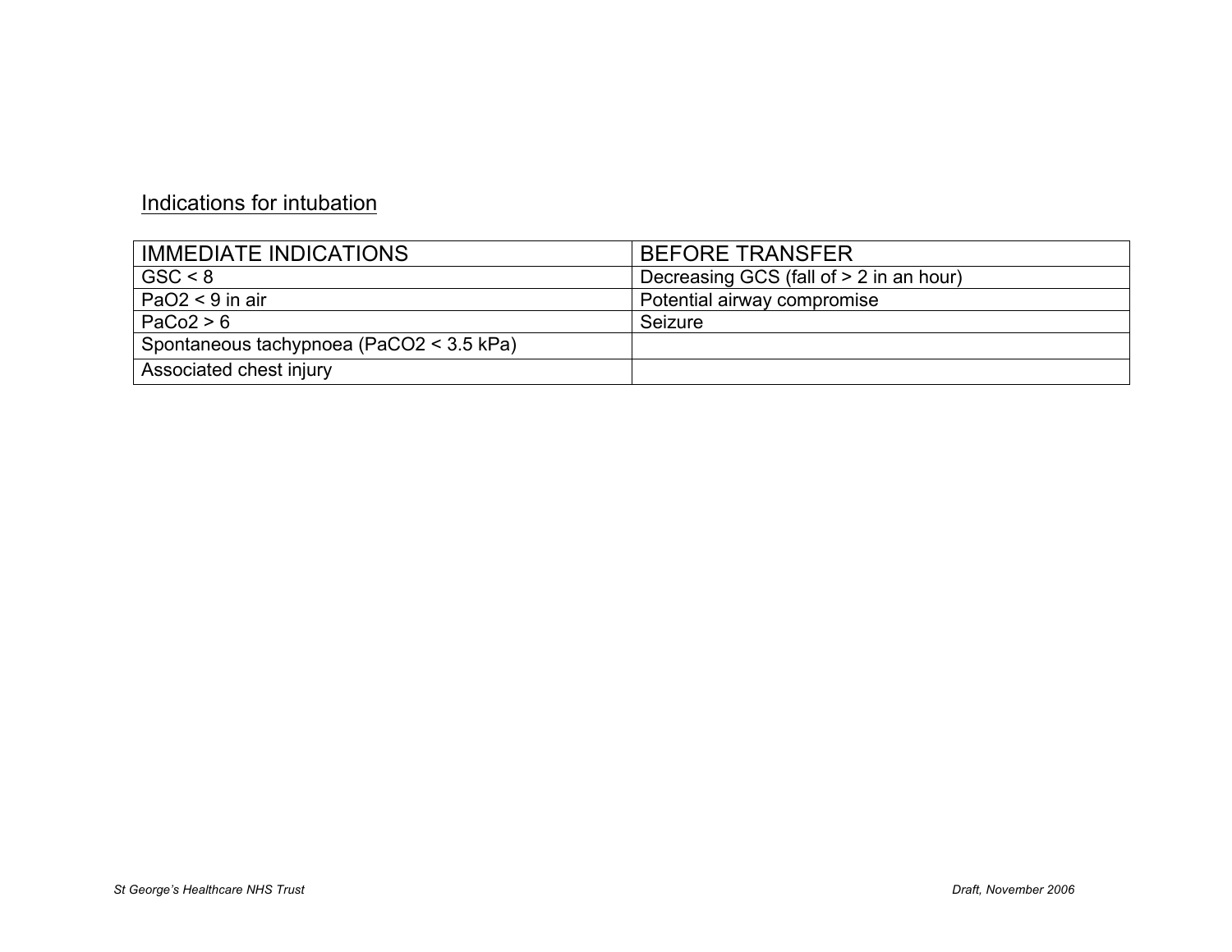Indications for intubation

| IMMEDIATE INDICATIONS | BEFORE TRANSFER |
|---|---|
| GSC < 8 | Decreasing GCS (fall of > 2 in an hour) |
| $PaO_2$ < 9 in air | Potential airway compromise |
| $PaCo_2$ > 6 | Seizure |
| Spontaneous tachypnoea ($PaCO_2$ < 3.5 kPa) | |
| Associated chest injury | |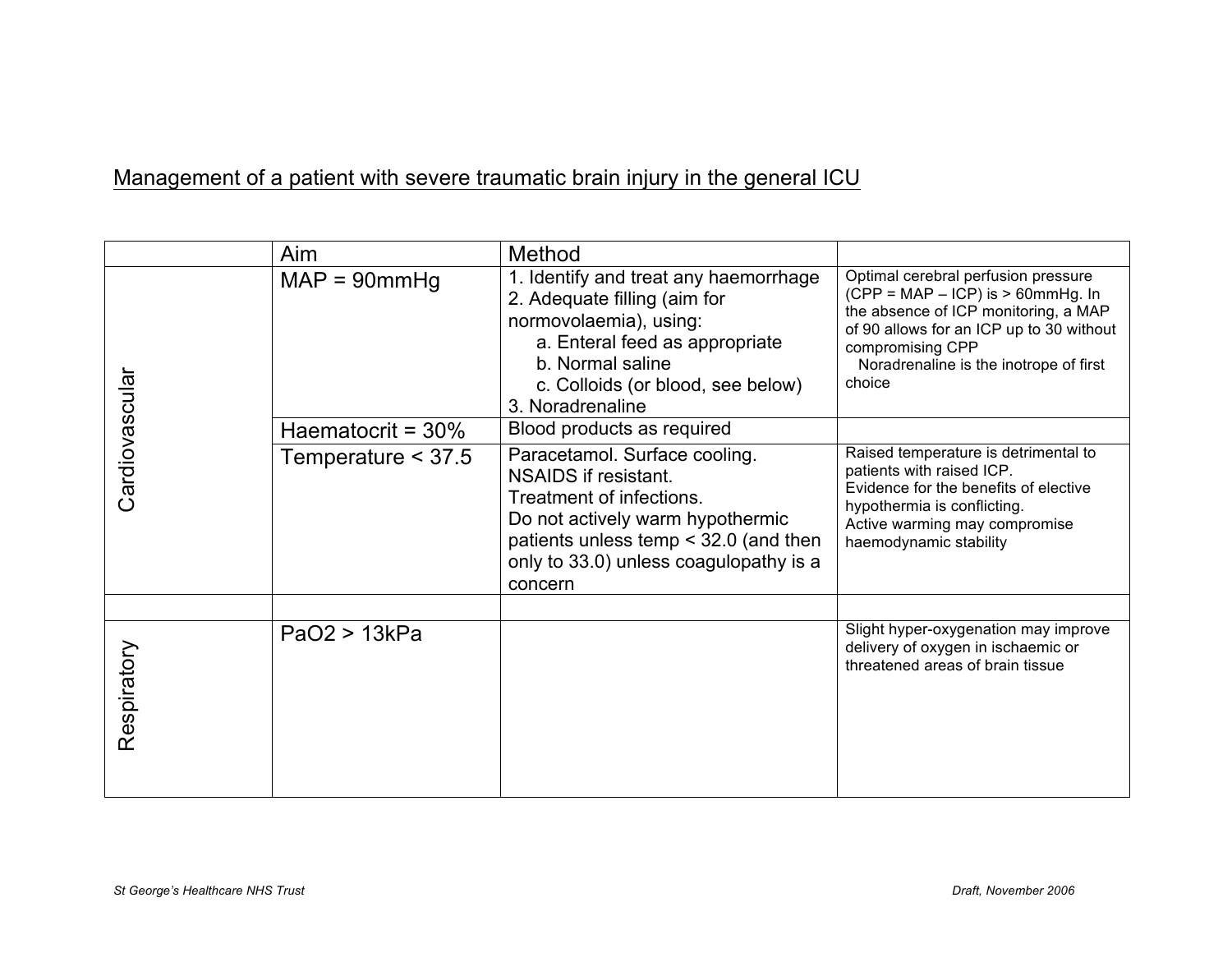## Management of a patient with severe traumatic brain injury in the general ICU

| | Aim | Method | |
|---|---|---|---|
| Cardiovascular | MAP = 90mmHg | 1. Identify and treat any haemorrhage<br>2. Adequate filling (aim for normovolaemia), using:<br>a. Enteral feed as appropriate<br>b. Normal saline<br>c. Colloids (or blood, see below)<br>3. Noradrenaline | Optimal cerebral perfusion pressure (CPP = MAP – ICP) is > 60mmHg. In the absence of ICP monitoring, a MAP of 90 allows for an ICP up to 30 without compromising CPP<br>Noradrenaline is the inotrope of first choice |
| | Haematocrit = 30% | Blood products as required | |
| | Temperature < 37.5 | Paracetamol. Surface cooling. NSAIDS if resistant.<br>Treatment of infections.<br>Do not actively warm hypothermic patients unless temp < 32.0 (and then only to 33.0) unless coagulopathy is a concern | Raised temperature is detrimental to patients with raised ICP.<br>Evidence for the benefits of elective hypothermia is conflicting.<br>Active warming may compromise haemodynamic stability |
| | | | |
| Respiratory | $PaO_2$ > 13kPa | | Slight hyper-oxygenation may improve delivery of oxygen in ischaemic or threatened areas of brain tissue |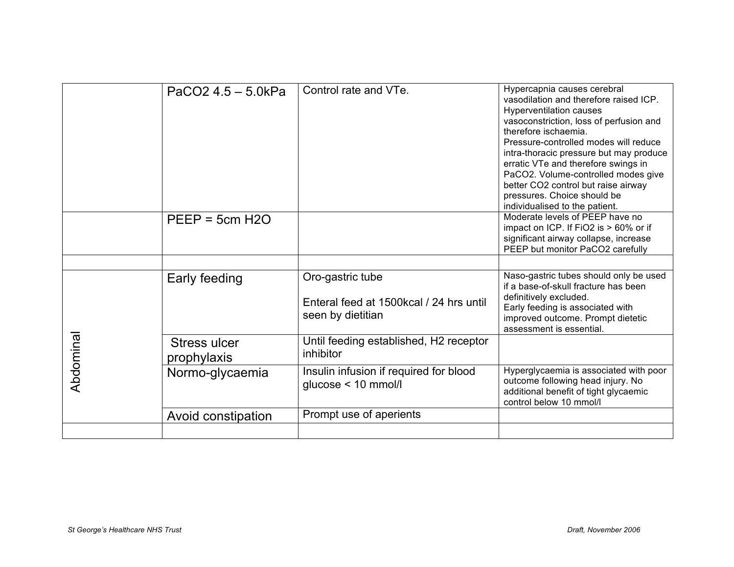| | | | |
|---|---|---|---|
| | $PaCO_2$ 4.5 – 5.0kPa | Control rate and VTe. | Hypercapnia causes cerebral vasodilation and therefore raised ICP. Hyperventilation causes vasoconstriction, loss of perfusion and therefore ischaemia. Pressure-controlled modes will reduce intra-thoracic pressure but may produce erratic VTe and therefore swings in $PaCO_2$. Volume-controlled modes give better $CO_2$ control but raise airway pressures. Choice should be individualised to the patient. |
| | PEEP = 5cm $H_2O$ | | Moderate levels of PEEP have no impact on ICP. If $FiO_2$ is > 60% or if significant airway collapse, increase PEEP but monitor $PaCO_2$ carefully |
| | | | |
| Abdominal | Early feeding | Oro-gastric tube<br><br>Enteral feed at 1500kcal / 24 hrs until seen by dietitian | Naso-gastric tubes should only be used if a base-of-skull fracture has been definitively excluded. Early feeding is associated with improved outcome. Prompt dietetic assessment is essential. |
| | Stress ulcer prophylaxis | Until feeding established, H2 receptor inhibitor | |
| | Normo-glycaemia | Insulin infusion if required for blood glucose < 10 mmol/l | Hyperglycaemia is associated with poor outcome following head injury. No additional benefit of tight glycaemic control below 10 mmol/l |
| | Avoid constipation | Prompt use of aperients | |
| | | | |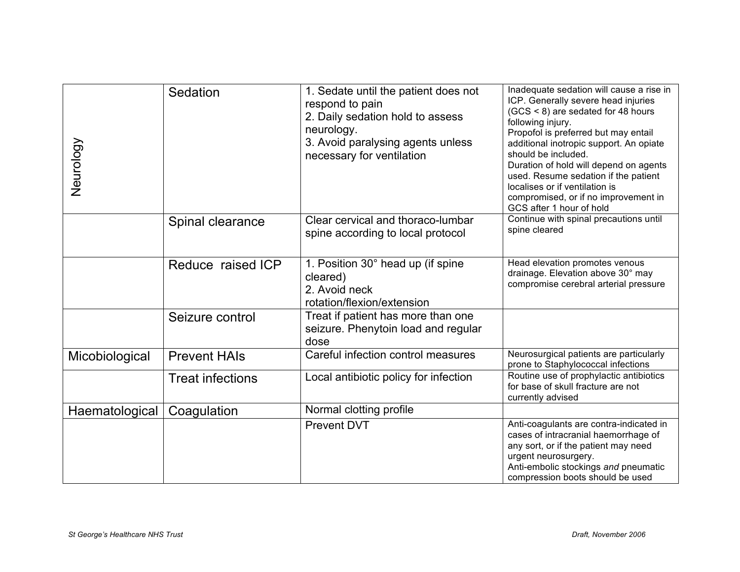| | | | |
|---|---|---|---|
| Neurology | Sedation | 1. Sedate until the patient does not respond to pain<br>2. Daily sedation hold to assess neurology.<br>3. Avoid paralysing agents unless necessary for ventilation | Inadequate sedation will cause a rise in ICP. Generally severe head injuries (GCS < 8) are sedated for 48 hours following injury.<br>Propofol is preferred but may entail additional inotropic support. An opiate should be included.<br>Duration of hold will depend on agents used. Resume sedation if the patient localises or if ventilation is compromised, or if no improvement in GCS after 1 hour of hold |
| | Spinal clearance | Clear cervical and thoraco-lumbar spine according to local protocol | Continue with spinal precautions until spine cleared |
| | Reduce raised ICP | 1. Position 30° head up (if spine cleared)<br>2. Avoid neck rotation/flexion/extension | Head elevation promotes venous drainage. Elevation above 30° may compromise cerebral arterial pressure |
| | Seizure control | Treat if patient has more than one seizure. Phenytoin load and regular dose | |
| Micobiological | Prevent HAIs | Careful infection control measures | Neurosurgical patients are particularly prone to Staphylococcal infections |
| | Treat infections | Local antibiotic policy for infection | Routine use of prophylactic antibiotics for base of skull fracture are not currently advised |
| Haematological | Coagulation | Normal clotting profile | |
| | | Prevent DVT | Anti-coagulants are contra-indicated in cases of intracranial haemorrhage of any sort, or if the patient may need urgent neurosurgery.<br>Anti-embolic stockings *and* pneumatic compression boots should be used |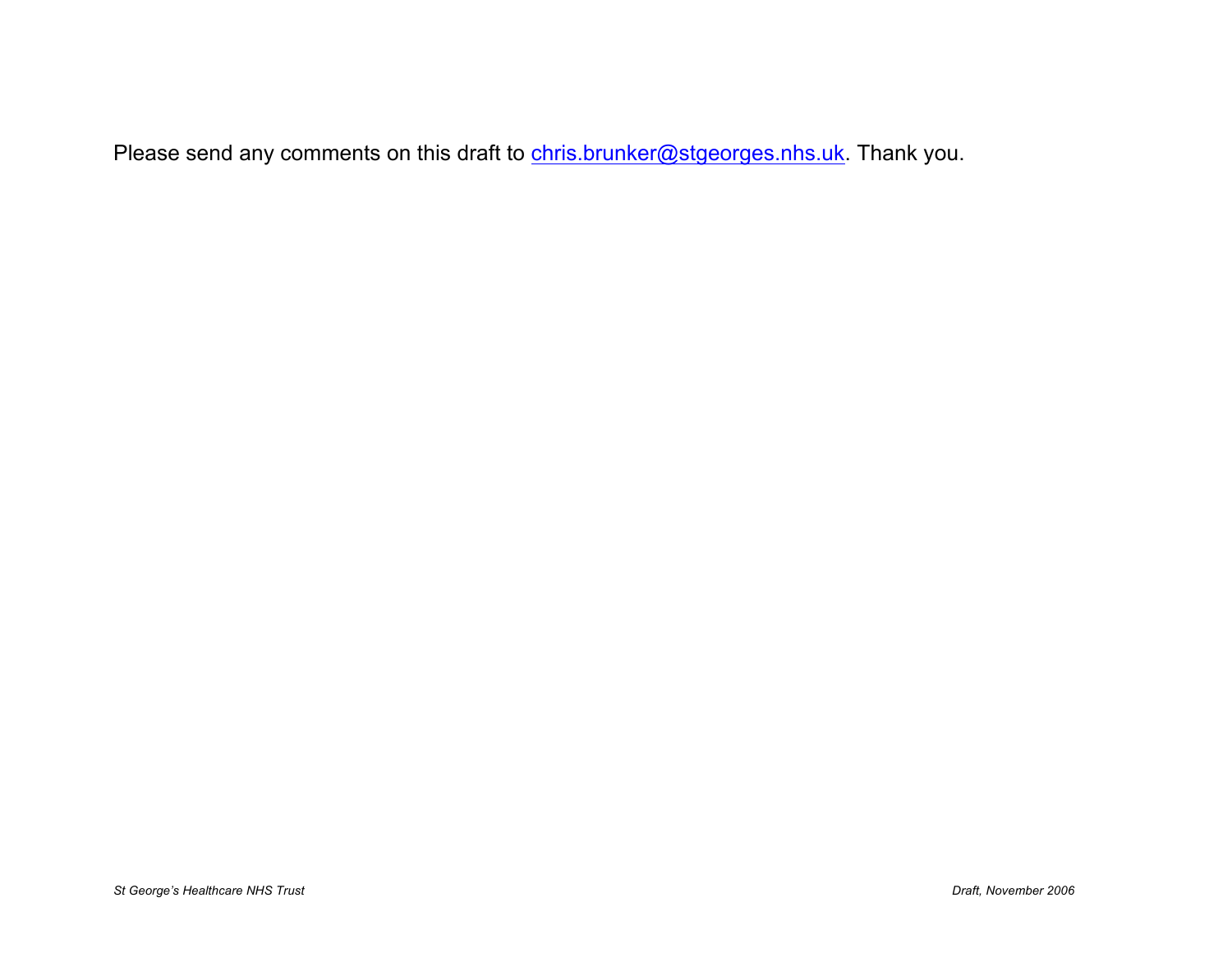Please send any comments on this draft to [chris.brunker@stgeorges.nhs.uk](mailto:chris.brunker@stgeorges.nhs.uk). Thank you.